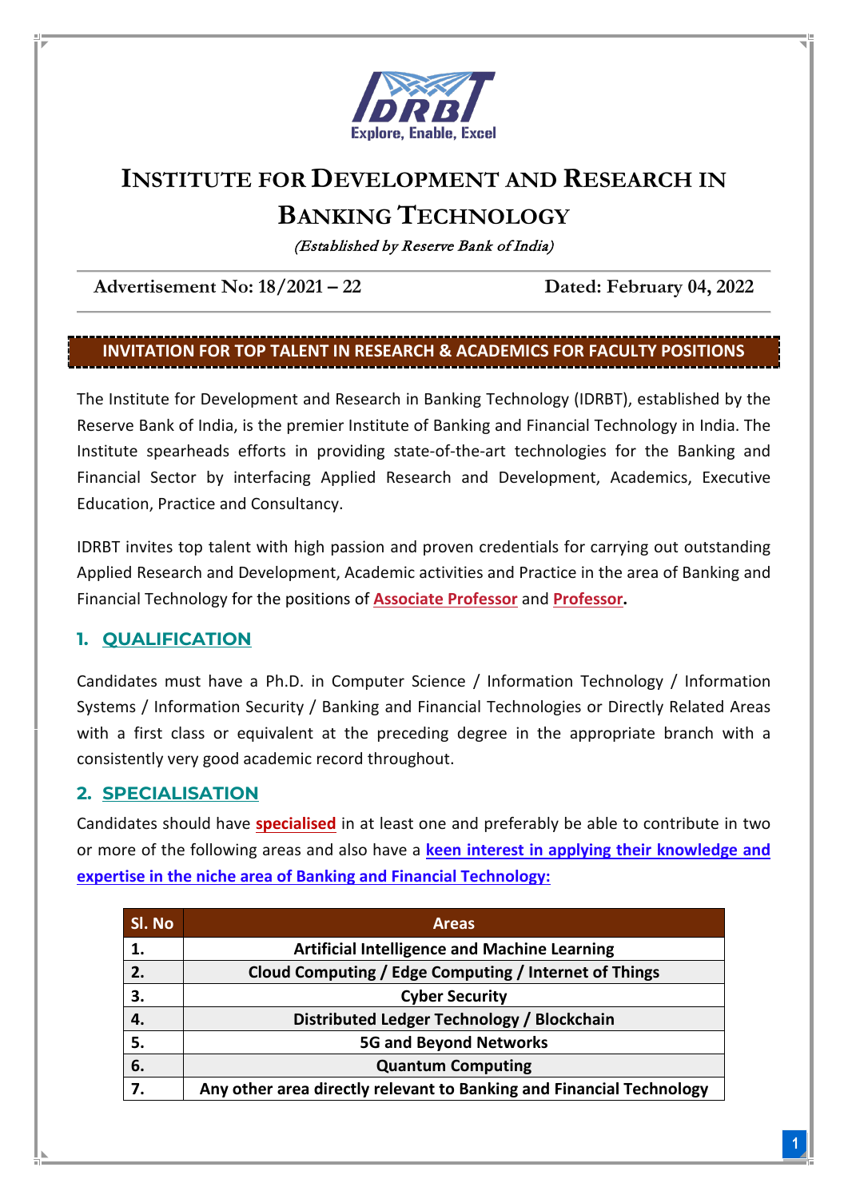# INSTITUTE FOR DEVELOPMENT AND RESEARCH IN BANKING TECHNOLOGY

*(Established by Reserve Bank of India)*

**Advertisement No: 18/2021 – 22** | **Dated: February 04, 2022**

## INVITATION FOR TOP TALENT IN RESEARCH & ACADEMICS FOR FACULTY POSITIONS

The Institute for Development and Research in Banking Technology (IDRBT), established by the Reserve Bank of India, is the premier Institute of Banking and Financial Technology in India. The Institute spearheads efforts in providing state-of-the-art technologies for the Banking and Financial Sector by interfacing Applied Research and Development, Academics, Executive Education, Practice and Consultancy.

IDRBT invites top talent with high passion and proven credentials for carrying out outstanding Applied Research and Development, Academic activities and Practice in the area of Banking and Financial Technology for the positions of **Associate Professor** and **Professor**.

## 1. QUALIFICATION

Candidates must have a Ph.D. in Computer Science / Information Technology / Information Systems / Information Security / Banking and Financial Technologies or Directly Related Areas with a first class or equivalent at the preceding degree in the appropriate branch with a consistently very good academic record throughout.

## 2. SPECIALISATION

Candidates should have **specialised** in at least one and preferably be able to contribute in two or more of the following areas and also have a **keen interest in applying their knowledge and expertise in the niche area of Banking and Financial Technology:**

| Sl. No | Areas |
|---|---|
| 1. | Artificial Intelligence and Machine Learning |
| 2. | Cloud Computing / Edge Computing / Internet of Things |
| 3. | Cyber Security |
| 4. | Distributed Ledger Technology / Blockchain |
| 5. | 5G and Beyond Networks |
| 6. | Quantum Computing |
| 7. | Any other area directly relevant to Banking and Financial Technology |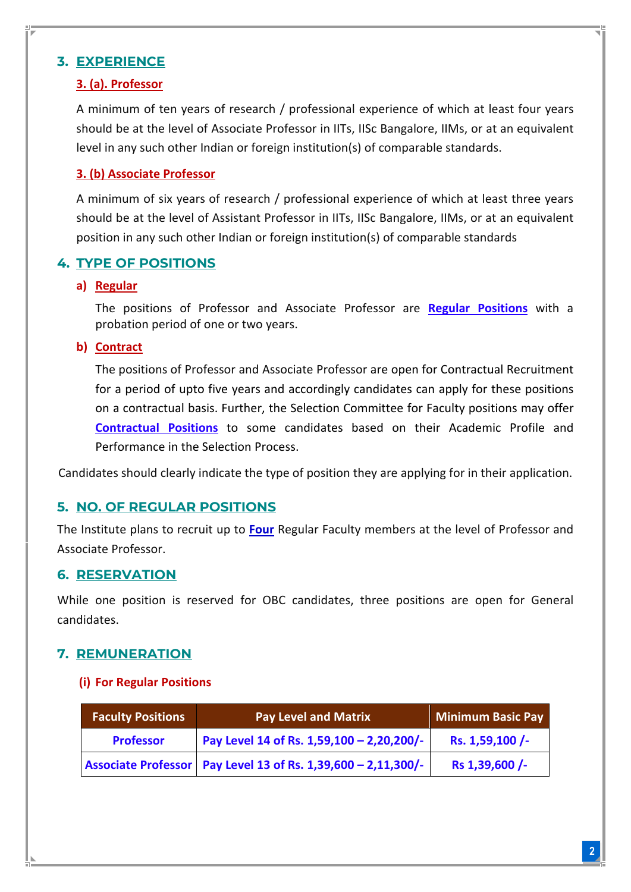## 3. EXPERIENCE

### 3. (a). Professor

A minimum of ten years of research / professional experience of which at least four years should be at the level of Associate Professor in IITs, IISc Bangalore, IIMs, or at an equivalent level in any such other Indian or foreign institution(s) of comparable standards.

### 3. (b) Associate Professor

A minimum of six years of research / professional experience of which at least three years should be at the level of Assistant Professor in IITs, IISc Bangalore, IIMs, or at an equivalent position in any such other Indian or foreign institution(s) of comparable standards

## 4. TYPE OF POSITIONS

### a) Regular

The positions of Professor and Associate Professor are **Regular Positions** with a probation period of one or two years.

### b) Contract

The positions of Professor and Associate Professor are open for Contractual Recruitment for a period of upto five years and accordingly candidates can apply for these positions on a contractual basis. Further, the Selection Committee for Faculty positions may offer **Contractual Positions** to some candidates based on their Academic Profile and Performance in the Selection Process.

Candidates should clearly indicate the type of position they are applying for in their application.

## 5. NO. OF REGULAR POSITIONS

The Institute plans to recruit up to **Four** Regular Faculty members at the level of Professor and Associate Professor.

## 6. RESERVATION

While one position is reserved for OBC candidates, three positions are open for General candidates.

## 7. REMUNERATION

### (i) For Regular Positions

| Faculty Positions | Pay Level and Matrix | Minimum Basic Pay |
|---|---|---|
| **Professor** | **Pay Level 14 of Rs. 1,59,100 – 2,20,200/-** | **Rs. 1,59,100 /-** |
| **Associate Professor** | **Pay Level 13 of Rs. 1,39,600 – 2,11,300/-** | **Rs 1,39,600 /-** |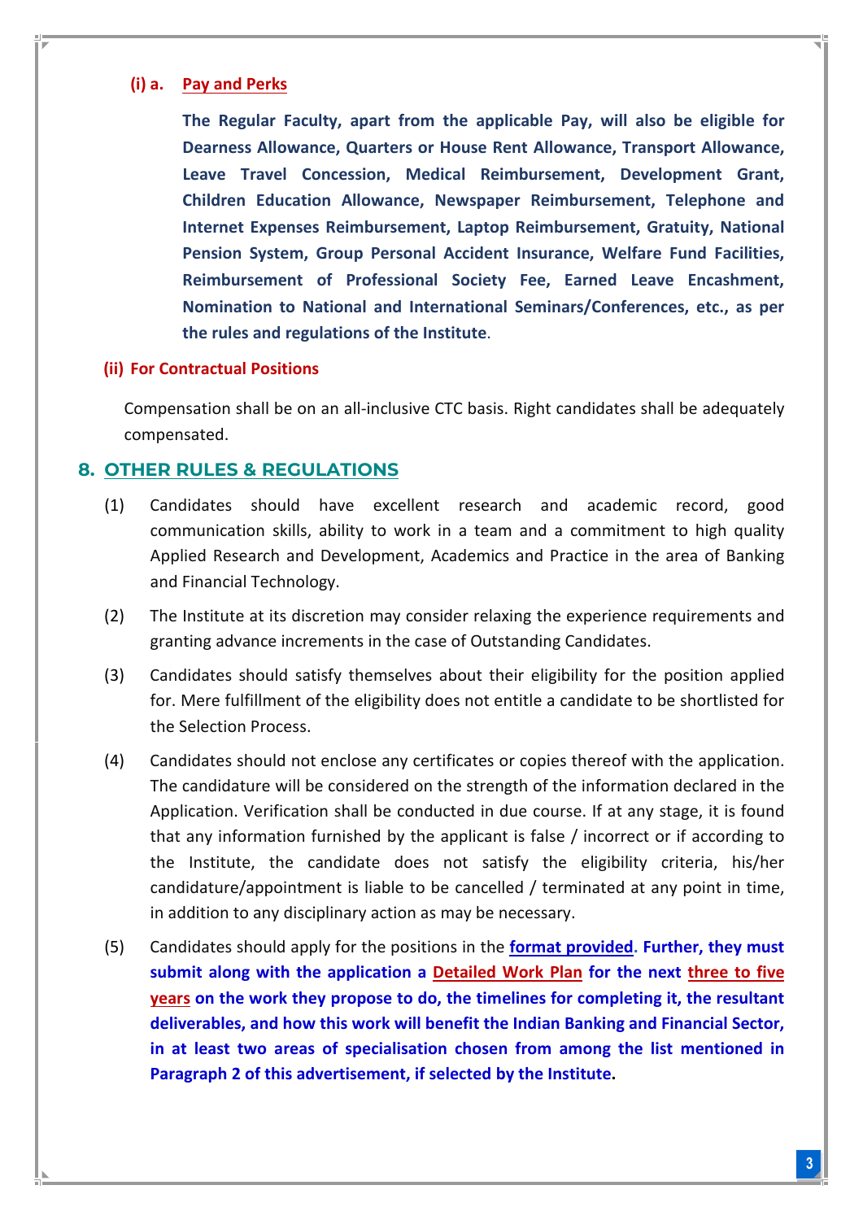**(i) a. Pay and Perks**

**The Regular Faculty, apart from the applicable Pay, will also be eligible for Dearness Allowance, Quarters or House Rent Allowance, Transport Allowance, Leave Travel Concession, Medical Reimbursement, Development Grant, Children Education Allowance, Newspaper Reimbursement, Telephone and Internet Expenses Reimbursement, Laptop Reimbursement, Gratuity, National Pension System, Group Personal Accident Insurance, Welfare Fund Facilities, Reimbursement of Professional Society Fee, Earned Leave Encashment, Nomination to National and International Seminars/Conferences, etc., as per the rules and regulations of the Institute.**

**(ii) For Contractual Positions**

Compensation shall be on an all-inclusive CTC basis. Right candidates shall be adequately compensated.

## 8. OTHER RULES & REGULATIONS

(1) Candidates should have excellent research and academic record, good communication skills, ability to work in a team and a commitment to high quality Applied Research and Development, Academics and Practice in the area of Banking and Financial Technology.

(2) The Institute at its discretion may consider relaxing the experience requirements and granting advance increments in the case of Outstanding Candidates.

(3) Candidates should satisfy themselves about their eligibility for the position applied for. Mere fulfillment of the eligibility does not entitle a candidate to be shortlisted for the Selection Process.

(4) Candidates should not enclose any certificates or copies thereof with the application. The candidature will be considered on the strength of the information declared in the Application. Verification shall be conducted in due course. If at any stage, it is found that any information furnished by the applicant is false / incorrect or if according to the Institute, the candidate does not satisfy the eligibility criteria, his/her candidature/appointment is liable to be cancelled / terminated at any point in time, in addition to any disciplinary action as may be necessary.

(5) Candidates should apply for the positions in the **format provided**. **Further, they must submit along with the application a Detailed Work Plan for the next three to five years on the work they propose to do, the timelines for completing it, the resultant deliverables, and how this work will benefit the Indian Banking and Financial Sector, in at least two areas of specialisation chosen from among the list mentioned in Paragraph 2 of this advertisement, if selected by the Institute.**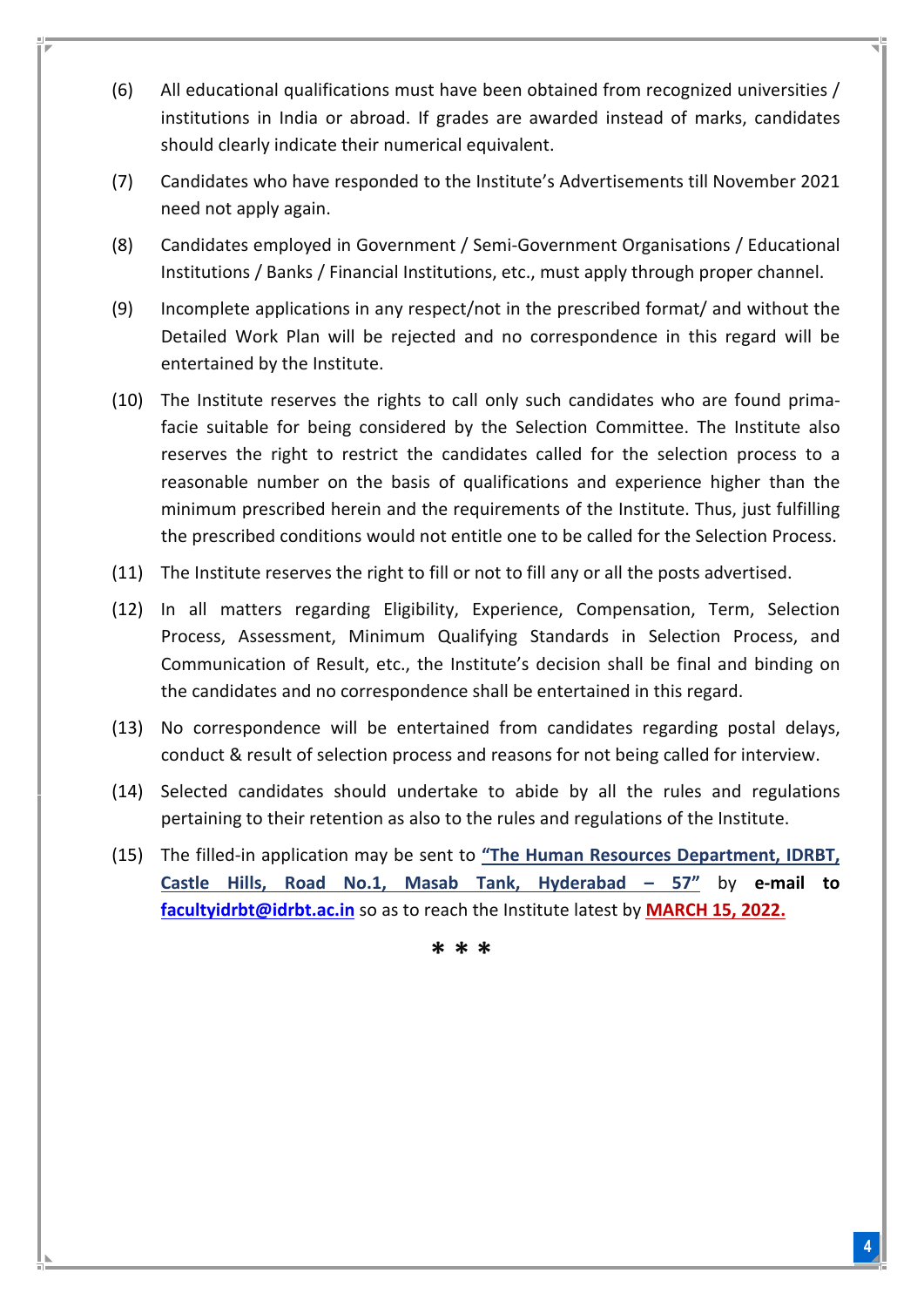(6) All educational qualifications must have been obtained from recognized universities / institutions in India or abroad. If grades are awarded instead of marks, candidates should clearly indicate their numerical equivalent.

(7) Candidates who have responded to the Institute's Advertisements till November 2021 need not apply again.

(8) Candidates employed in Government / Semi-Government Organisations / Educational Institutions / Banks / Financial Institutions, etc., must apply through proper channel.

(9) Incomplete applications in any respect/not in the prescribed format/ and without the Detailed Work Plan will be rejected and no correspondence in this regard will be entertained by the Institute.

(10) The Institute reserves the rights to call only such candidates who are found prima-facie suitable for being considered by the Selection Committee. The Institute also reserves the right to restrict the candidates called for the selection process to a reasonable number on the basis of qualifications and experience higher than the minimum prescribed herein and the requirements of the Institute. Thus, just fulfilling the prescribed conditions would not entitle one to be called for the Selection Process.

(11) The Institute reserves the right to fill or not to fill any or all the posts advertised.

(12) In all matters regarding Eligibility, Experience, Compensation, Term, Selection Process, Assessment, Minimum Qualifying Standards in Selection Process, and Communication of Result, etc., the Institute's decision shall be final and binding on the candidates and no correspondence shall be entertained in this regard.

(13) No correspondence will be entertained from candidates regarding postal delays, conduct & result of selection process and reasons for not being called for interview.

(14) Selected candidates should undertake to abide by all the rules and regulations pertaining to their retention as also to the rules and regulations of the Institute.

(15) The filled-in application may be sent to **"The Human Resources Department, IDRBT, Castle Hills, Road No.1, Masab Tank, Hyderabad – 57"** by **e-mail to facultyidrbt@idrbt.ac.in** so as to reach the Institute latest by **MARCH 15, 2022.**

\* \* \*